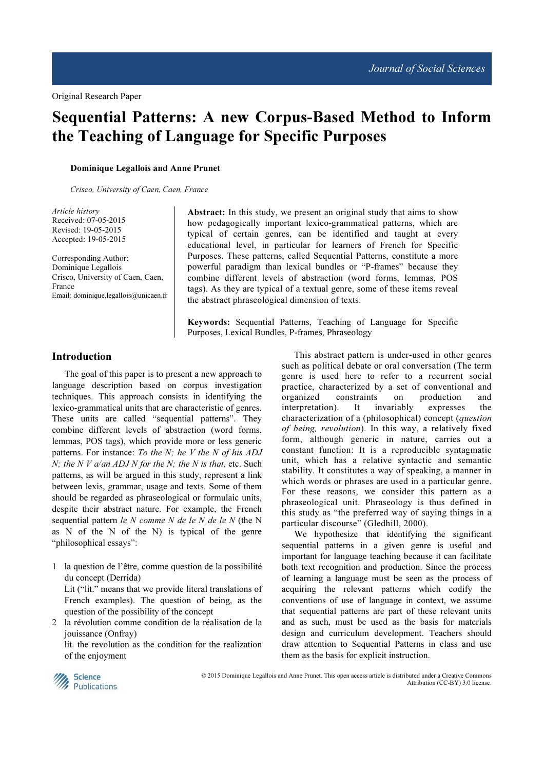Original Research Paper

# Sequential Patterns: A new Corpus-Based Method to Inform the Teaching of Language for Specific Purposes

**Dominique Legallois and Anne Prunet**

*Crisco, University of Caen, Caen, France*

*Article history*
Received: 07-05-2015
Revised: 19-05-2015
Accepted: 19-05-2015

Corresponding Author:
Dominique Legallois
Crisco, University of Caen, Caen, France
Email: dominique.legallois@unicaen.fr

**Abstract:** In this study, we present an original study that aims to show how pedagogically important lexico-grammatical patterns, which are typical of certain genres, can be identified and taught at every educational level, in particular for learners of French for Specific Purposes. These patterns, called Sequential Patterns, constitute a more powerful paradigm than lexical bundles or "P-frames" because they combine different levels of abstraction (word forms, lemmas, POS tags). As they are typical of a textual genre, some of these items reveal the abstract phraseological dimension of texts.

**Keywords:** Sequential Patterns, Teaching of Language for Specific Purposes, Lexical Bundles, P-frames, Phraseology

## Introduction

The goal of this paper is to present a new approach to language description based on corpus investigation techniques. This approach consists in identifying the lexico-grammatical units that are characteristic of genres. These units are called "sequential patterns". They combine different levels of abstraction (word forms, lemmas, POS tags), which provide more or less generic patterns. For instance: *To the N; he V the N of his ADJ N; the N V a/an ADJ N for the N; the N is that*, etc. Such patterns, as will be argued in this study, represent a link between lexis, grammar, usage and texts. Some of them should be regarded as phraseological or formulaic units, despite their abstract nature. For example, the French sequential pattern *le N comme N de le N de le N* (the N as N of the N of the N) is typical of the genre "philosophical essays":

1. la question de l'être, comme question de la possibilité du concept (Derrida)
   Lit ("lit." means that we provide literal translations of French examples). The question of being, as the question of the possibility of the concept
2. la révolution comme condition de la réalisation de la jouissance (Onfray)
   lit. the revolution as the condition for the realization of the enjoyment

This abstract pattern is under-used in other genres such as political debate or oral conversation (The term genre is used here to refer to a recurrent social practice, characterized by a set of conventional and organized constraints on production and interpretation). It invariably expresses the characterization of a (philosophical) concept (*question of being, revolution*). In this way, a relatively fixed form, although generic in nature, carries out a constant function: It is a reproducible syntagmatic unit, which has a relative syntactic and semantic stability. It constitutes a way of speaking, a manner in which words or phrases are used in a particular genre. For these reasons, we consider this pattern as a phraseological unit. Phraseology is thus defined in this study as "the preferred way of saying things in a particular discourse" (Gledhill, 2000).

We hypothesize that identifying the significant sequential patterns in a given genre is useful and important for language teaching because it can facilitate both text recognition and production. Since the process of learning a language must be seen as the process of acquiring the relevant patterns which codify the conventions of use of language in context, we assume that sequential patterns are part of these relevant units and as such, must be used as the basis for materials design and curriculum development. Teachers should draw attention to Sequential Patterns in class and use them as the basis for explicit instruction.

© 2015 Dominique Legallois and Anne Prunet. This open access article is distributed under a Creative Commons Attribution (CC-BY) 3.0 license.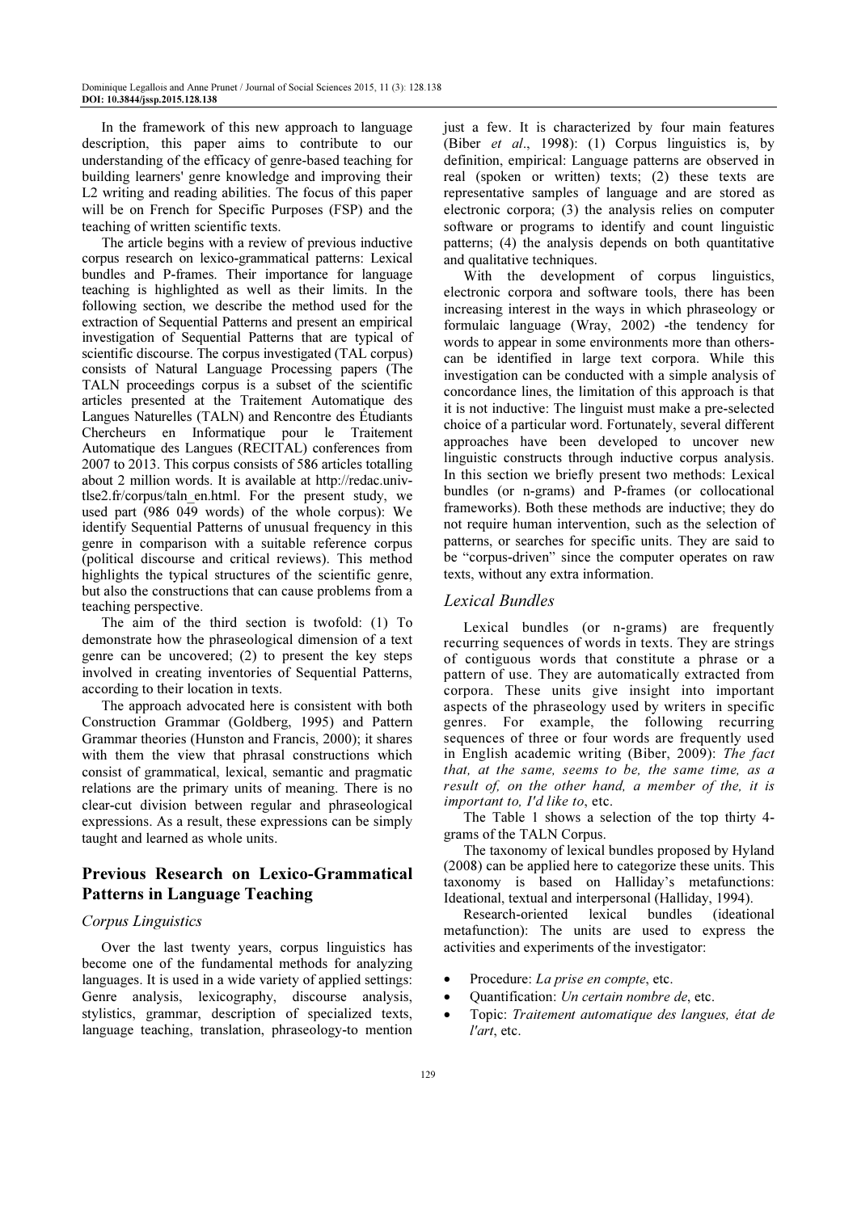In the framework of this new approach to language description, this paper aims to contribute to our understanding of the efficacy of genre-based teaching for building learners' genre knowledge and improving their L2 writing and reading abilities. The focus of this paper will be on French for Specific Purposes (FSP) and the teaching of written scientific texts.

The article begins with a review of previous inductive corpus research on lexico-grammatical patterns: Lexical bundles and P-frames. Their importance for language teaching is highlighted as well as their limits. In the following section, we describe the method used for the extraction of Sequential Patterns and present an empirical investigation of Sequential Patterns that are typical of scientific discourse. The corpus investigated (TAL corpus) consists of Natural Language Processing papers (The TALN proceedings corpus is a subset of the scientific articles presented at the Traitement Automatique des Langues Naturelles (TALN) and Rencontre des Étudiants Chercheurs en Informatique pour le Traitement Automatique des Langues (RECITAL) conferences from 2007 to 2013. This corpus consists of 586 articles totalling about 2 million words. It is available at http://redac.univ-tlse2.fr/corpus/taln_en.html. For the present study, we used part (986 049 words) of the whole corpus): We identify Sequential Patterns of unusual frequency in this genre in comparison with a suitable reference corpus (political discourse and critical reviews). This method highlights the typical structures of the scientific genre, but also the constructions that can cause problems from a teaching perspective.

The aim of the third section is twofold: (1) To demonstrate how the phraseological dimension of a text genre can be uncovered; (2) to present the key steps involved in creating inventories of Sequential Patterns, according to their location in texts.

The approach advocated here is consistent with both Construction Grammar (Goldberg, 1995) and Pattern Grammar theories (Hunston and Francis, 2000); it shares with them the view that phrasal constructions which consist of grammatical, lexical, semantic and pragmatic relations are the primary units of meaning. There is no clear-cut division between regular and phraseological expressions. As a result, these expressions can be simply taught and learned as whole units.

## Previous Research on Lexico-Grammatical Patterns in Language Teaching

### *Corpus Linguistics*

Over the last twenty years, corpus linguistics has become one of the fundamental methods for analyzing languages. It is used in a wide variety of applied settings: Genre analysis, lexicography, discourse analysis, stylistics, grammar, description of specialized texts, language teaching, translation, phraseology-to mention just a few. It is characterized by four main features (Biber *et al*., 1998): (1) Corpus linguistics is, by definition, empirical: Language patterns are observed in real (spoken or written) texts; (2) these texts are representative samples of language and are stored as electronic corpora; (3) the analysis relies on computer software or programs to identify and count linguistic patterns; (4) the analysis depends on both quantitative and qualitative techniques.

With the development of corpus linguistics, electronic corpora and software tools, there has been increasing interest in the ways in which phraseology or formulaic language (Wray, 2002) -the tendency for words to appear in some environments more than others-can be identified in large text corpora. While this investigation can be conducted with a simple analysis of concordance lines, the limitation of this approach is that it is not inductive: The linguist must make a pre-selected choice of a particular word. Fortunately, several different approaches have been developed to uncover new linguistic constructs through inductive corpus analysis. In this section we briefly present two methods: Lexical bundles (or n-grams) and P-frames (or collocational frameworks). Both these methods are inductive; they do not require human intervention, such as the selection of patterns, or searches for specific units. They are said to be "corpus-driven" since the computer operates on raw texts, without any extra information.

### *Lexical Bundles*

Lexical bundles (or n-grams) are frequently recurring sequences of words in texts. They are strings of contiguous words that constitute a phrase or a pattern of use. They are automatically extracted from corpora. These units give insight into important aspects of the phraseology used by writers in specific genres. For example, the following recurring sequences of three or four words are frequently used in English academic writing (Biber, 2009): *The fact that, at the same, seems to be, the same time, as a result of, on the other hand, a member of the, it is important to, I'd like to*, etc.

The Table 1 shows a selection of the top thirty 4-grams of the TALN Corpus.

The taxonomy of lexical bundles proposed by Hyland (2008) can be applied here to categorize these units. This taxonomy is based on Halliday's metafunctions: Ideational, textual and interpersonal (Halliday, 1994).

Research-oriented lexical bundles (ideational metafunction): The units are used to express the activities and experiments of the investigator:

- Procedure: *La prise en compte*, etc.
- Quantification: *Un certain nombre de*, etc.
- Topic: *Traitement automatique des langues, état de l'art*, etc.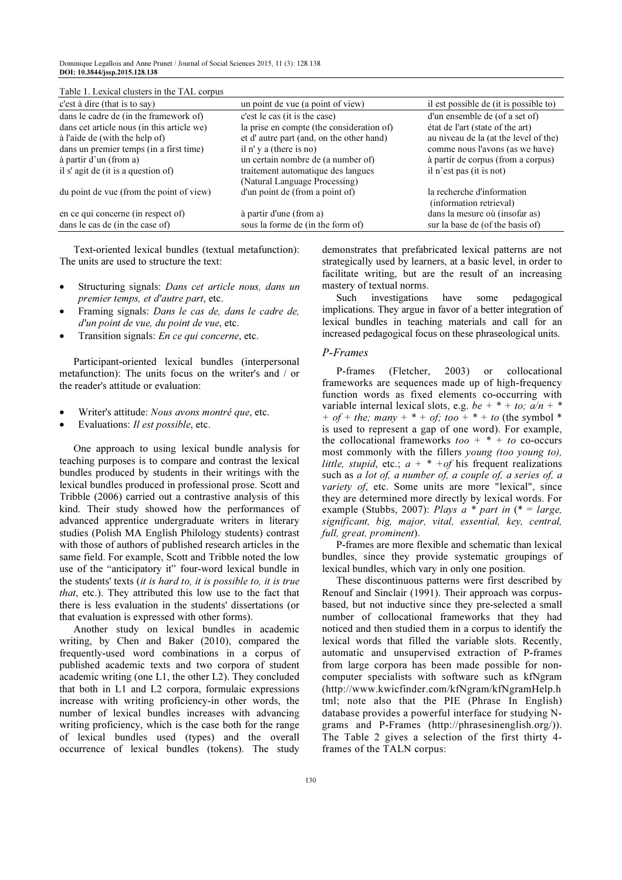Table 1. Lexical clusters in the TAL corpus

| c'est à dire (that is to say) | un point de vue (a point of view) | il est possible de (it is possible to) |
|---|---|---|
| dans le cadre de (in the framework of) | c'est le cas (it is the case) | d'un ensemble de (of a set of) |
| dans cet article nous (in this article we) | la prise en compte (the consideration of) | état de l'art (state of the art) |
| à l'aide de (with the help of) | et d' autre part (and, on the other hand) | au niveau de la (at the level of the) |
| dans un premier temps (in a first time) | il n' y a (there is no) | comme nous l'avons (as we have) |
| à partir d'un (from a) | un certain nombre de (a number of) | à partir de corpus (from a corpus) |
| il s' agit de (it is a question of) | traitement automatique des langues (Natural Language Processing) | il n'est pas (it is not) |
| du point de vue (from the point of view) | d'un point de (from a point of) | la recherche d'information (information retrieval) |
| en ce qui concerne (in respect of) | à partir d'une (from a) | dans la mesure où (insofar as) |
| dans le cas de (in the case of) | sous la forme de (in the form of) | sur la base de (of the basis of) |

Text-oriented lexical bundles (textual metafunction): The units are used to structure the text:

- Structuring signals: *Dans cet article nous, dans un premier temps, et d'autre part*, etc.
- Framing signals: *Dans le cas de, dans le cadre de, d'un point de vue, du point de vue*, etc.
- Transition signals: *En ce qui concerne*, etc.

Participant-oriented lexical bundles (interpersonal metafunction): The units focus on the writer's and / or the reader's attitude or evaluation:

- Writer's attitude: *Nous avons montré que*, etc.
- Evaluations: *Il est possible*, etc.

One approach to using lexical bundle analysis for teaching purposes is to compare and contrast the lexical bundles produced by students in their writings with the lexical bundles produced in professional prose. Scott and Tribble (2006) carried out a contrastive analysis of this kind. Their study showed how the performances of advanced apprentice undergraduate writers in literary studies (Polish MA English Philology students) contrast with those of authors of published research articles in the same field. For example, Scott and Tribble noted the low use of the "anticipatory it" four-word lexical bundle in the students' texts (*it is hard to, it is possible to, it is true that*, etc.). They attributed this low use to the fact that there is less evaluation in the students' dissertations (or that evaluation is expressed with other forms).

Another study on lexical bundles in academic writing, by Chen and Baker (2010), compared the frequently-used word combinations in a corpus of published academic texts and two corpora of student academic writing (one L1, the other L2). They concluded that both in L1 and L2 corpora, formulaic expressions increase with writing proficiency-in other words, the number of lexical bundles increases with advancing writing proficiency, which is the case both for the range of lexical bundles used (types) and the overall occurrence of lexical bundles (tokens). The study demonstrates that prefabricated lexical patterns are not strategically used by learners, at a basic level, in order to facilitate writing, but are the result of an increasing mastery of textual norms.

Such investigations have some pedagogical implications. They argue in favor of a better integration of lexical bundles in teaching materials and call for an increased pedagogical focus on these phraseological units.

### *P-Frames*

P-frames (Fletcher, 2003) or collocational frameworks are sequences made up of high-frequency function words as fixed elements co-occurring with variable internal lexical slots, e.g. *be + * + to; a/n + * + of + the; many + * + of; too + * + to* (the symbol * is used to represent a gap of one word). For example, the collocational frameworks *too + * + to* co-occurs most commonly with the fillers *young (too young to), little, stupid*, etc.; *a + * +of* his frequent realizations such as *a lot of, a number of, a couple of, a series of, a variety of*, etc. Some units are more "lexical", since they are determined more directly by lexical words. For example (Stubbs, 2007): *Plays a * part in* (* = *large, significant, big, major, vital, essential, key, central, full, great, prominent*).

P-frames are more flexible and schematic than lexical bundles, since they provide systematic groupings of lexical bundles, which vary in only one position.

These discontinuous patterns were first described by Renouf and Sinclair (1991). Their approach was corpus-based, but not inductive since they pre-selected a small number of collocational frameworks that they had noticed and then studied them in a corpus to identify the lexical words that filled the variable slots. Recently, automatic and unsupervised extraction of P-frames from large corpora has been made possible for non-computer specialists with software such as kfNgram (http://www.kwicfinder.com/kfNgram/kfNgramHelp.html; note also that the PIE (Phrase In English) database provides a powerful interface for studying N-grams and P-Frames (http://phrasesinenglish.org/)). The Table 2 gives a selection of the first thirty 4-frames of the TALN corpus: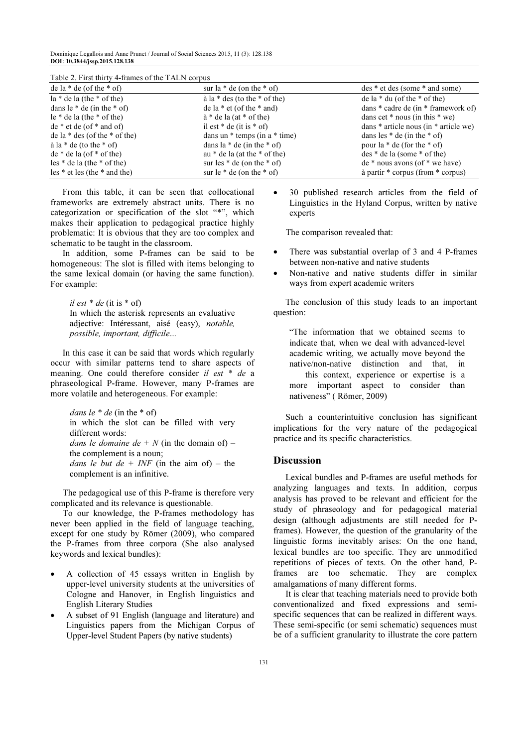Table 2. First thirty 4-frames of the TALN corpus

| | | |
|---|---|---|
| de la * de (of the * of) | sur la * de (on the * of) | des * et des (some * and some) |
| la * de la (the * of the) | à la * des (to the * of the) | de la * du (of the * of the) |
| dans le * de (in the * of) | de la * et (of the * and) | dans * cadre de (in * framework of) |
| le * de la (the * of the) | à * de la (at * of the) | dans cet * nous (in this * we) |
| de * et de (of * and of) | il est * de (it is * of) | dans * article nous (in * article we) |
| de la * des (of the * of the) | dans un * temps (in a * time) | dans les * de (in the * of) |
| à la * de (to the * of) | dans la * de (in the * of) | pour la * de (for the * of) |
| de * de la (of * of the) | au * de la (at the * of the) | des * de la (some * of the) |
| les * de la (the * of the) | sur les * de (on the * of) | de * nous avons (of * we have) |
| les * et les (the * and the) | sur le * de (on the * of) | à partir * corpus (from * corpus) |

From this table, it can be seen that collocational frameworks are extremely abstract units. There is no categorization or specification of the slot "*", which makes their application to pedagogical practice highly problematic: It is obvious that they are too complex and schematic to be taught in the classroom.

In addition, some P-frames can be said to be homogeneous: The slot is filled with items belonging to the same lexical domain (or having the same function). For example:

> *il est * de* (it is * of)
> In which the asterisk represents an evaluative adjective: Intéressant, aisé (easy), *notable, possible, important, difficile*...

In this case it can be said that words which regularly occur with similar patterns tend to share aspects of meaning. One could therefore consider *il est * de* a phraseological P-frame. However, many P-frames are more volatile and heterogeneous. For example:

> *dans le * de* (in the * of)
> in which the slot can be filled with very different words:
> *dans le domaine de + N* (in the domain of) – the complement is a noun;
> *dans le but de + INF* (in the aim of) – the complement is an infinitive.

The pedagogical use of this P-frame is therefore very complicated and its relevance is questionable.

To our knowledge, the P-frames methodology has never been applied in the field of language teaching, except for one study by Römer (2009), who compared the P-frames from three corpora (She also analysed keywords and lexical bundles):

- A collection of 45 essays written in English by upper-level university students at the universities of Cologne and Hanover, in English linguistics and English Literary Studies
- A subset of 91 English (language and literature) and Linguistics papers from the Michigan Corpus of Upper-level Student Papers (by native students)
- 30 published research articles from the field of Linguistics in the Hyland Corpus, written by native experts

The comparison revealed that:

- There was substantial overlap of 3 and 4 P-frames between non-native and native students
- Non-native and native students differ in similar ways from expert academic writers

The conclusion of this study leads to an important question:

> "The information that we obtained seems to indicate that, when we deal with advanced-level academic writing, we actually move beyond the native/non-native distinction and that, in this context, experience or expertise is a more important aspect to consider than nativeness" ( Römer, 2009)

Such a counterintuitive conclusion has significant implications for the very nature of the pedagogical practice and its specific characteristics.

## Discussion

Lexical bundles and P-frames are useful methods for analyzing languages and texts. In addition, corpus analysis has proved to be relevant and efficient for the study of phraseology and for pedagogical material design (although adjustments are still needed for P-frames). However, the question of the granularity of the linguistic forms inevitably arises: On the one hand, lexical bundles are too specific. They are unmodified repetitions of pieces of texts. On the other hand, P-frames are too schematic. They are complex amalgamations of many different forms.

It is clear that teaching materials need to provide both conventionalized and fixed expressions and semi-specific sequences that can be realized in different ways. These semi-specific (or semi schematic) sequences must be of a sufficient granularity to illustrate the core pattern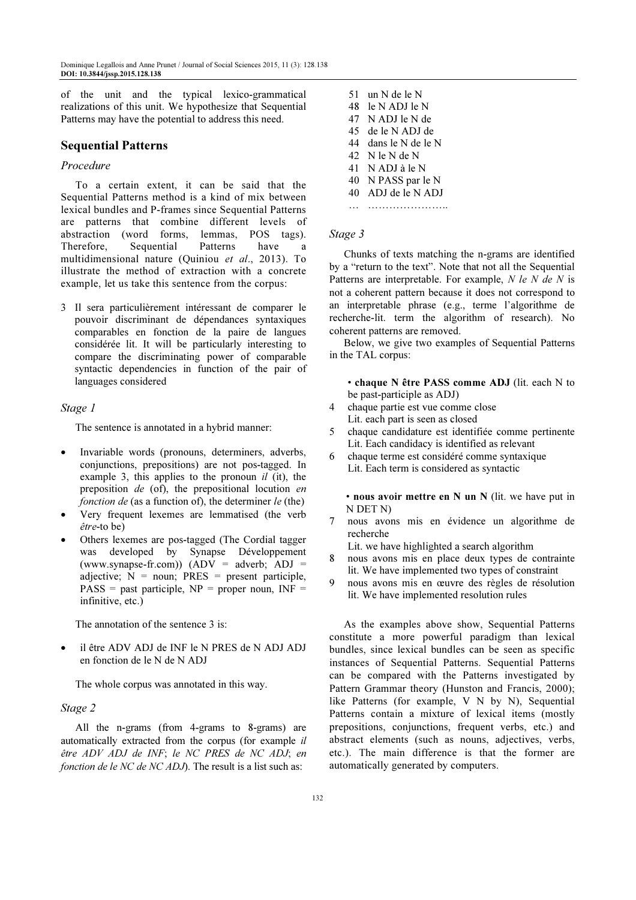of the unit and the typical lexico-grammatical realizations of this unit. We hypothesize that Sequential Patterns may have the potential to address this need.

## Sequential Patterns

### Procedure

To a certain extent, it can be said that the Sequential Patterns method is a kind of mix between lexical bundles and P-frames since Sequential Patterns are patterns that combine different levels of abstraction (word forms, lemmas, POS tags). Therefore, Sequential Patterns have a multidimensional nature (Quiniou *et al*., 2013). To illustrate the method of extraction with a concrete example, let us take this sentence from the corpus:

3 Il sera particulièrement intéressant de comparer le pouvoir discriminant de dépendances syntaxiques comparables en fonction de la paire de langues considérée lit. It will be particularly interesting to compare the discriminating power of comparable syntactic dependencies in function of the pair of languages considered

### Stage 1

The sentence is annotated in a hybrid manner:

- Invariable words (pronouns, determiners, adverbs, conjunctions, prepositions) are not pos-tagged. In example 3, this applies to the pronoun *il* (it), the preposition *de* (of), the prepositional locution *en fonction de* (as a function of), the determiner *le* (the)
- Very frequent lexemes are lemmatised (the verb *être*-to be)
- Others lexemes are pos-tagged (The Cordial tagger was developed by Synapse Développement (www.synapse-fr.com)) (ADV = adverb; ADJ = adjective; N = noun; PRES = present participle, PASS = past participle, NP = proper noun, INF = infinitive, etc.)

The annotation of the sentence 3 is:

- il être ADV ADJ de INF le N PRES de N ADJ ADJ en fonction de le N de N ADJ

The whole corpus was annotated in this way.

### Stage 2

All the n-grams (from 4-grams to 8-grams) are automatically extracted from the corpus (for example *il être ADV ADJ de INF*; *le NC PRES de NC ADJ*; *en fonction de le NC de NC ADJ*). The result is a list such as:

51 un N de le N
48 le N ADJ le N
47 N ADJ le N de
45 de le N ADJ de
44 dans le N de le N
42 N le N de N
41 N ADJ à le N
40 N PASS par le N
40 ADJ de le N ADJ
… …………………..

### Stage 3

Chunks of texts matching the n-grams are identified by a "return to the text". Note that not all the Sequential Patterns are interpretable. For example, *N le N de N* is not a coherent pattern because it does not correspond to an interpretable phrase (e.g., terme l'algorithme de recherche-lit. term the algorithm of research). No coherent patterns are removed.

Below, we give two examples of Sequential Patterns in the TAL corpus:

- **chaque N être PASS comme ADJ** (lit. each N to be past-participle as ADJ)

4 chaque partie est vue comme close
Lit. each part is seen as closed

5 chaque candidature est identifiée comme pertinente
Lit. Each candidacy is identified as relevant

6 chaque terme est considéré comme syntaxique
Lit. Each term is considered as syntactic

- **nous avoir mettre en N un N** (lit. we have put in N DET N)

7 nous avons mis en évidence un algorithme de recherche
Lit. we have highlighted a search algorithm

8 nous avons mis en place deux types de contrainte
lit. We have implemented two types of constraint

9 nous avons mis en œuvre des règles de résolution
lit. We have implemented resolution rules

As the examples above show, Sequential Patterns constitute a more powerful paradigm than lexical bundles, since lexical bundles can be seen as specific instances of Sequential Patterns. Sequential Patterns can be compared with the Patterns investigated by Pattern Grammar theory (Hunston and Francis, 2000); like Patterns (for example, V N by N), Sequential Patterns contain a mixture of lexical items (mostly prepositions, conjunctions, frequent verbs, etc.) and abstract elements (such as nouns, adjectives, verbs, etc.). The main difference is that the former are automatically generated by computers.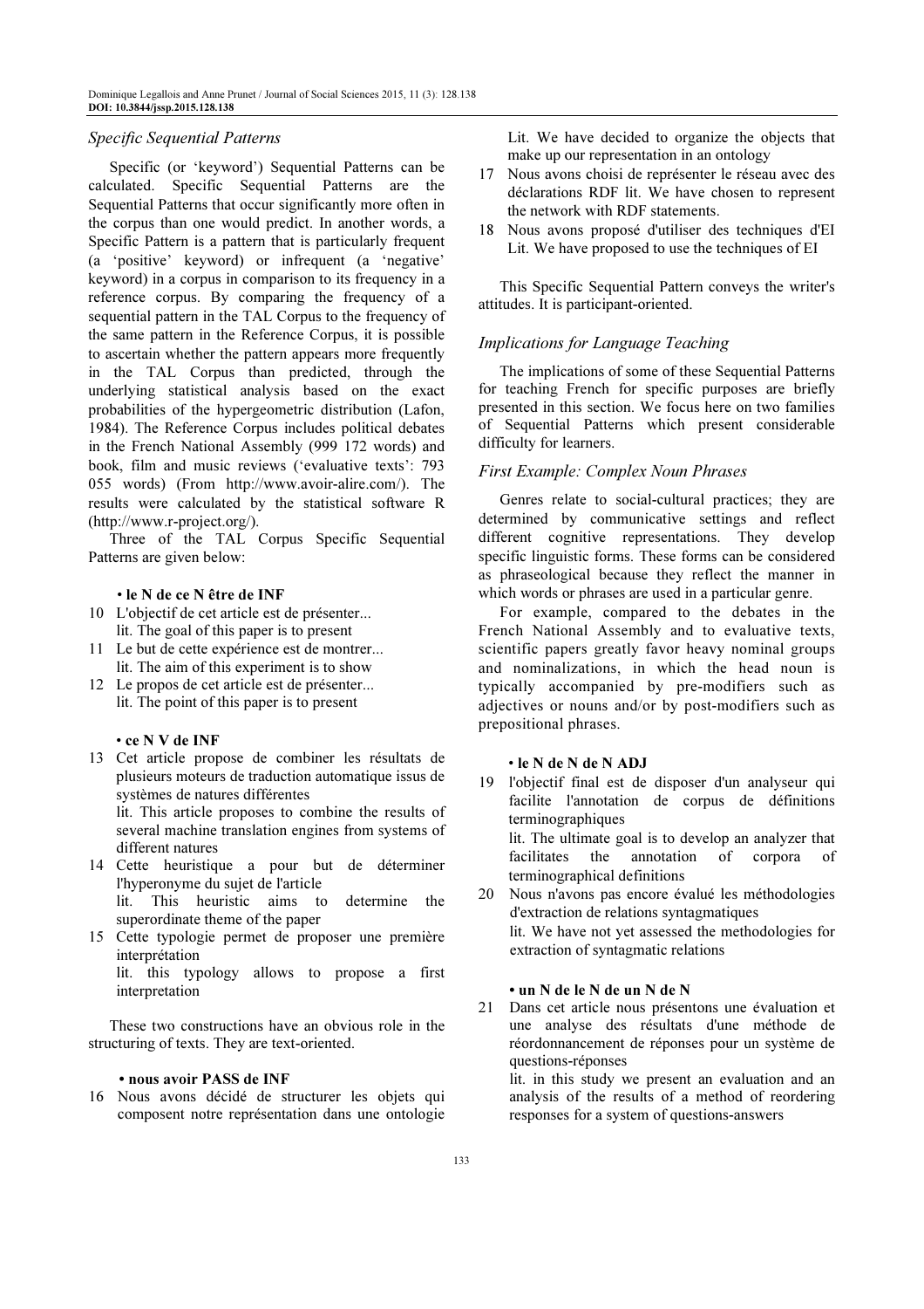### *Specific Sequential Patterns*

Specific (or 'keyword') Sequential Patterns can be calculated. Specific Sequential Patterns are the Sequential Patterns that occur significantly more often in the corpus than one would predict. In another words, a Specific Pattern is a pattern that is particularly frequent (a 'positive' keyword) or infrequent (a 'negative' keyword) in a corpus in comparison to its frequency in a reference corpus. By comparing the frequency of a sequential pattern in the TAL Corpus to the frequency of the same pattern in the Reference Corpus, it is possible to ascertain whether the pattern appears more frequently in the TAL Corpus than predicted, through the underlying statistical analysis based on the exact probabilities of the hypergeometric distribution (Lafon, 1984). The Reference Corpus includes political debates in the French National Assembly (999 172 words) and book, film and music reviews ('evaluative texts': 793 055 words) (From http://www.avoir-alire.com/). The results were calculated by the statistical software R (http://www.r-project.org/).

Three of the TAL Corpus Specific Sequential Patterns are given below:

• **le N de ce N être de INF**

10 L'objectif de cet article est de présenter...
lit. The goal of this paper is to present
11 Le but de cette expérience est de montrer...
lit. The aim of this experiment is to show
12 Le propos de cet article est de présenter...
lit. The point of this paper is to present

• **ce N V de INF**

13 Cet article propose de combiner les résultats de plusieurs moteurs de traduction automatique issus de systèmes de natures différentes
lit. This article proposes to combine the results of several machine translation engines from systems of different natures
14 Cette heuristique a pour but de déterminer l'hyperonyme du sujet de l'article
lit. This heuristic aims to determine the superordinate theme of the paper
15 Cette typologie permet de proposer une première interprétation
lit. this typology allows to propose a first interpretation

These two constructions have an obvious role in the structuring of texts. They are text-oriented.

• **nous avoir PASS de INF**

16 Nous avons décidé de structurer les objets qui composent notre représentation dans une ontologie
Lit. We have decided to organize the objects that make up our representation in an ontology
17 Nous avons choisi de représenter le réseau avec des déclarations RDF lit. We have chosen to represent the network with RDF statements.
18 Nous avons proposé d'utiliser des techniques d'EI
Lit. We have proposed to use the techniques of EI

This Specific Sequential Pattern conveys the writer's attitudes. It is participant-oriented.

### *Implications for Language Teaching*

The implications of some of these Sequential Patterns for teaching French for specific purposes are briefly presented in this section. We focus here on two families of Sequential Patterns which present considerable difficulty for learners.

### *First Example: Complex Noun Phrases*

Genres relate to social-cultural practices; they are determined by communicative settings and reflect different cognitive representations. They develop specific linguistic forms. These forms can be considered as phraseological because they reflect the manner in which words or phrases are used in a particular genre.

For example, compared to the debates in the French National Assembly and to evaluative texts, scientific papers greatly favor heavy nominal groups and nominalizations, in which the head noun is typically accompanied by pre-modifiers such as adjectives or nouns and/or by post-modifiers such as prepositional phrases.

• **le N de N de N ADJ**

19 l'objectif final est de disposer d'un analyseur qui facilite l'annotation de corpus de définitions terminographiques
lit. The ultimate goal is to develop an analyzer that facilitates the annotation of corpora of terminographical definitions
20 Nous n'avons pas encore évalué les méthodologies d'extraction de relations syntagmatiques
lit. We have not yet assessed the methodologies for extraction of syntagmatic relations

• **un N de le N de un N de N**

21 Dans cet article nous présentons une évaluation et une analyse des résultats d'une méthode de réordonnancement de réponses pour un système de questions-réponses
lit. in this study we present an evaluation and an analysis of the results of a method of reordering responses for a system of questions-answers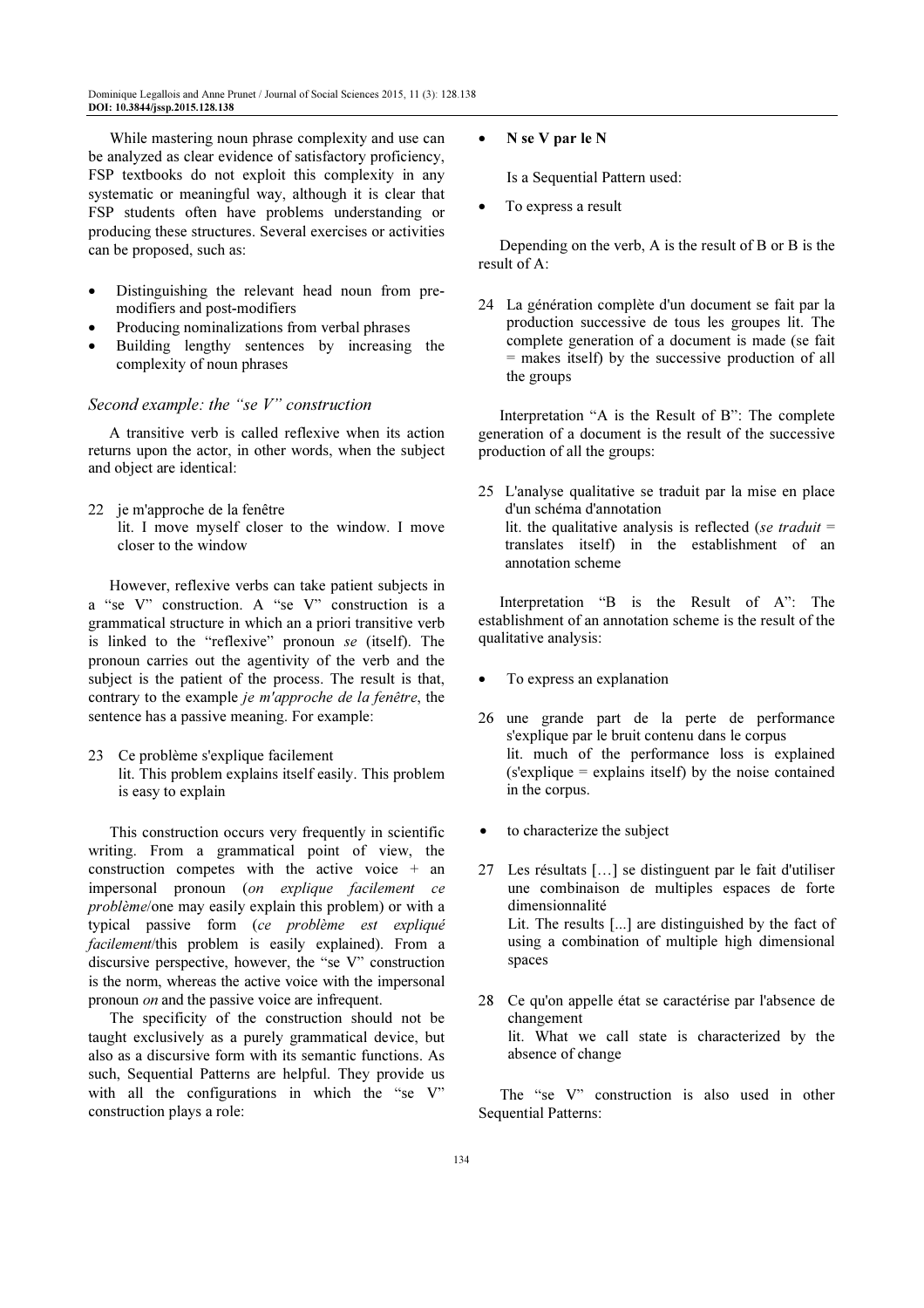While mastering noun phrase complexity and use can be analyzed as clear evidence of satisfactory proficiency, FSP textbooks do not exploit this complexity in any systematic or meaningful way, although it is clear that FSP students often have problems understanding or producing these structures. Several exercises or activities can be proposed, such as:

- Distinguishing the relevant head noun from pre-modifiers and post-modifiers
- Producing nominalizations from verbal phrases
- Building lengthy sentences by increasing the complexity of noun phrases

### *Second example: the "se V" construction*

A transitive verb is called reflexive when its action returns upon the actor, in other words, when the subject and object are identical:

22 je m'approche de la fenêtre
  lit. I move myself closer to the window. I move closer to the window

However, reflexive verbs can take patient subjects in a "se V" construction. A "se V" construction is a grammatical structure in which an a priori transitive verb is linked to the "reflexive" pronoun *se* (itself). The pronoun carries out the agentivity of the verb and the subject is the patient of the process. The result is that, contrary to the example *je m'approche de la fenêtre*, the sentence has a passive meaning. For example:

23 Ce problème s'explique facilement
  lit. This problem explains itself easily. This problem is easy to explain

This construction occurs very frequently in scientific writing. From a grammatical point of view, the construction competes with the active voice + an impersonal pronoun (*on explique facilement ce problème*/one may easily explain this problem) or with a typical passive form (*ce problème est expliqué facilement*/this problem is easily explained). From a discursive perspective, however, the "se V" construction is the norm, whereas the active voice with the impersonal pronoun *on* and the passive voice are infrequent.

The specificity of the construction should not be taught exclusively as a purely grammatical device, but also as a discursive form with its semantic functions. As such, Sequential Patterns are helpful. They provide us with all the configurations in which the "se V" construction plays a role:

- **N se V par le N**

  Is a Sequential Pattern used:

- To express a result

Depending on the verb, A is the result of B or B is the result of A:

24 La génération complète d'un document se fait par la production successive de tous les groupes lit. The complete generation of a document is made (se fait = makes itself) by the successive production of all the groups

Interpretation "A is the Result of B": The complete generation of a document is the result of the successive production of all the groups:

25 L'analyse qualitative se traduit par la mise en place d'un schéma d'annotation
  lit. the qualitative analysis is reflected (*se traduit* = translates itself) in the establishment of an annotation scheme

Interpretation "B is the Result of A": The establishment of an annotation scheme is the result of the qualitative analysis:

- To express an explanation

26 une grande part de la perte de performance s'explique par le bruit contenu dans le corpus
  lit. much of the performance loss is explained (s'explique = explains itself) by the noise contained in the corpus.

- to characterize the subject

27 Les résultats […] se distinguent par le fait d'utiliser une combinaison de multiples espaces de forte dimensionnalité
  Lit. The results [...] are distinguished by the fact of using a combination of multiple high dimensional spaces

28 Ce qu'on appelle état se caractérise par l'absence de changement
  lit. What we call state is characterized by the absence of change

The "se V" construction is also used in other Sequential Patterns: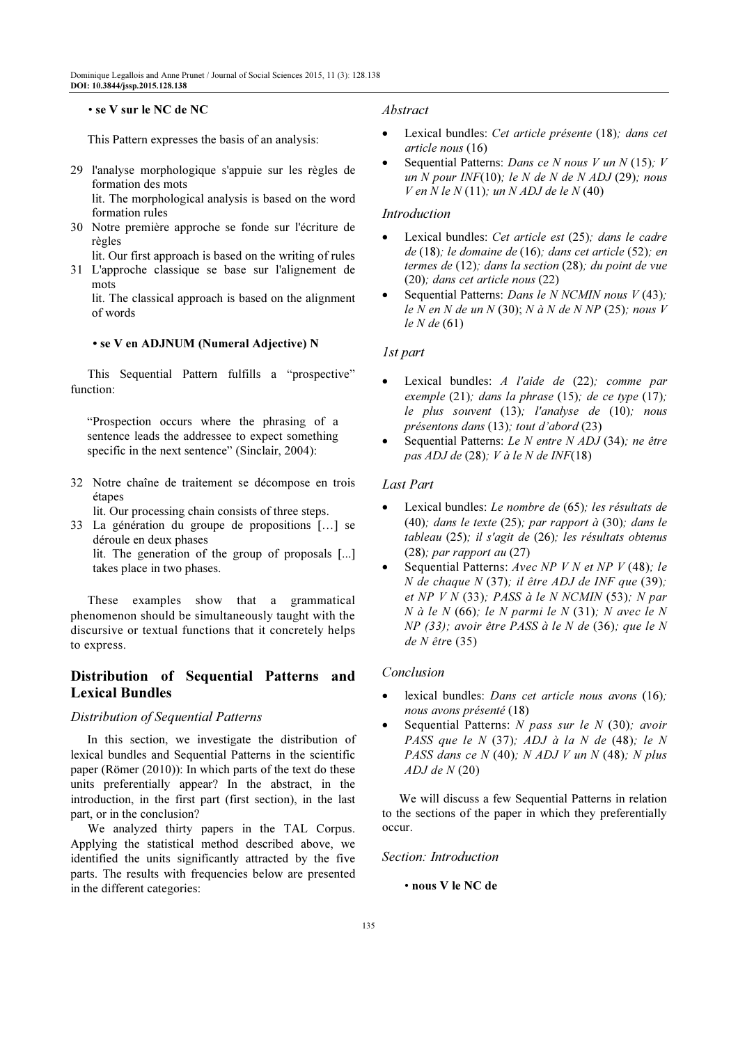• **se V sur le NC de NC**

This Pattern expresses the basis of an analysis:

29 l'analyse morphologique s'appuie sur les règles de formation des mots
   lit. The morphological analysis is based on the word formation rules
30 Notre première approche se fonde sur l'écriture de règles
   lit. Our first approach is based on the writing of rules
31 L'approche classique se base sur l'alignement de mots
   lit. The classical approach is based on the alignment of words

• **se V en ADJNUM (Numeral Adjective) N**

This Sequential Pattern fulfills a "prospective" function:

> "Prospection occurs where the phrasing of a sentence leads the addressee to expect something specific in the next sentence" (Sinclair, 2004):

32 Notre chaîne de traitement se décompose en trois étapes
   lit. Our processing chain consists of three steps.
33 La génération du groupe de propositions […] se déroule en deux phases
   lit. The generation of the group of proposals [...] takes place in two phases.

These examples show that a grammatical phenomenon should be simultaneously taught with the discursive or textual functions that it concretely helps to express.

## Distribution of Sequential Patterns and Lexical Bundles

### Distribution of Sequential Patterns

In this section, we investigate the distribution of lexical bundles and Sequential Patterns in the scientific paper (Römer (2010)): In which parts of the text do these units preferentially appear? In the abstract, in the introduction, in the first part (first section), in the last part, or in the conclusion?

We analyzed thirty papers in the TAL Corpus. Applying the statistical method described above, we identified the units significantly attracted by the five parts. The results with frequencies below are presented in the different categories:

### Abstract

- Lexical bundles: *Cet article présente* (18)*; dans cet article nous* (16)
- Sequential Patterns: *Dans ce N nous V un N* (15)*; V un N pour INF*(10)*; le N de N de N ADJ* (29)*; nous V en N le N* (11)*; un N ADJ de le N* (40)

### Introduction

- Lexical bundles: *Cet article est* (25)*; dans le cadre de* (18)*; le domaine de* (16)*; dans cet article* (52)*; en termes de* (12)*; dans la section* (28)*; du point de vue* (20)*; dans cet article nous* (22)
- Sequential Patterns: *Dans le N NCMIN nous V* (43)*; le N en N de un N* (30); *N à N de N NP* (25)*; nous V le N de* (61)

### 1st part

- Lexical bundles: *A l'aide de* (22)*; comme par exemple* (21)*; dans la phrase* (15)*; de ce type* (17)*; le plus souvent* (13)*; l'analyse de* (10)*; nous présentons dans* (13)*; tout d'abord* (23)
- Sequential Patterns: *Le N entre N ADJ* (34)*; ne être pas ADJ de* (28)*; V à le N de INF*(18)

### Last Part

- Lexical bundles: *Le nombre de* (65)*; les résultats de* (40)*; dans le texte* (25)*; par rapport à* (30)*; dans le tableau* (25)*; il s'agit de* (26)*; les résultats obtenus* (28)*; par rapport au* (27)
- Sequential Patterns: *Avec NP V N et NP V* (48)*; le N de chaque N* (37)*; il être ADJ de INF que* (39)*; et NP V N* (33)*; PASS à le N NCMIN* (53)*; N par N à le N* (66)*; le N parmi le N* (31)*; N avec le N NP (33); avoir être PASS à le N de* (36)*; que le N de N être* (35)

### Conclusion

- lexical bundles: *Dans cet article nous avons* (16)*; nous avons présenté* (18)
- Sequential Patterns: *N pass sur le N* (30)*; avoir PASS que le N* (37)*; ADJ à la N de* (48)*; le N PASS dans ce N* (40)*; N ADJ V un N* (48)*; N plus ADJ de N* (20)

We will discuss a few Sequential Patterns in relation to the sections of the paper in which they preferentially occur.

### Section: Introduction

• **nous V le NC de**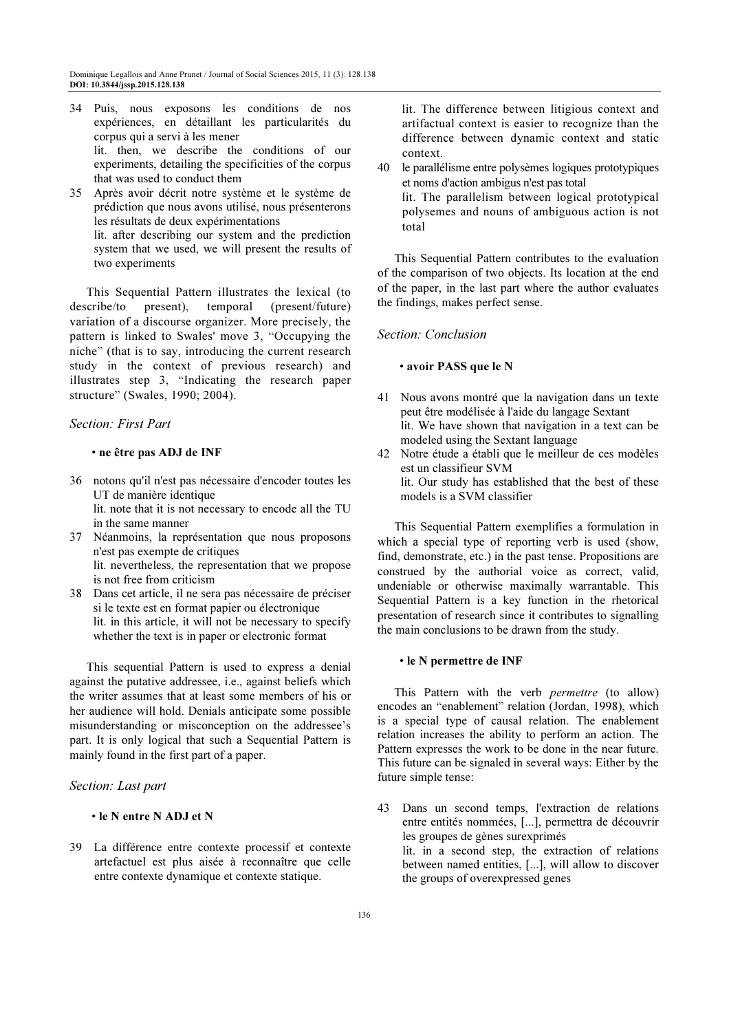34 Puis, nous exposons les conditions de nos expériences, en détaillant les particularités du corpus qui a servi à les mener
lit. then, we describe the conditions of our experiments, detailing the specificities of the corpus that was used to conduct them

35 Après avoir décrit notre système et le système de prédiction que nous avons utilisé, nous présenterons les résultats de deux expérimentations
lit. after describing our system and the prediction system that we used, we will present the results of two experiments

This Sequential Pattern illustrates the lexical (to describe/to present), temporal (present/future) variation of a discourse organizer. More precisely, the pattern is linked to Swales' move 3, "Occupying the niche" (that is to say, introducing the current research study in the context of previous research) and illustrates step 3, "Indicating the research paper structure" (Swales, 1990; 2004).

### *Section: First Part*

- **ne être pas ADJ de INF**

36 notons qu'il n'est pas nécessaire d'encoder toutes les UT de manière identique
lit. note that it is not necessary to encode all the TU in the same manner

37 Néanmoins, la représentation que nous proposons n'est pas exempte de critiques
lit. nevertheless, the representation that we propose is not free from criticism

38 Dans cet article, il ne sera pas nécessaire de préciser si le texte est en format papier ou électronique
lit. in this article, it will not be necessary to specify whether the text is in paper or electronic format

This sequential Pattern is used to express a denial against the putative addressee, i.e., against beliefs which the writer assumes that at least some members of his or her audience will hold. Denials anticipate some possible misunderstanding or misconception on the addressee's part. It is only logical that such a Sequential Pattern is mainly found in the first part of a paper.

### *Section: Last part*

- **le N entre N ADJ et N**

39 La différence entre contexte processif et contexte artefactuel est plus aisée à reconnaître que celle entre contexte dynamique et contexte statique.
lit. The difference between litigious context and artifactual context is easier to recognize than the difference between dynamic context and static context.

40 le parallélisme entre polysèmes logiques prototypiques et noms d'action ambigus n'est pas total
lit. The parallelism between logical prototypical polysemes and nouns of ambiguous action is not total

This Sequential Pattern contributes to the evaluation of the comparison of two objects. Its location at the end of the paper, in the last part where the author evaluates the findings, makes perfect sense.

### *Section: Conclusion*

- **avoir PASS que le N**

41 Nous avons montré que la navigation dans un texte peut être modélisée à l'aide du langage Sextant
lit. We have shown that navigation in a text can be modeled using the Sextant language

42 Notre étude a établi que le meilleur de ces modèles est un classifieur SVM
lit. Our study has established that the best of these models is a SVM classifier

This Sequential Pattern exemplifies a formulation in which a special type of reporting verb is used (show, find, demonstrate, etc.) in the past tense. Propositions are construed by the authorial voice as correct, valid, undeniable or otherwise maximally warrantable. This Sequential Pattern is a key function in the rhetorical presentation of research since it contributes to signalling the main conclusions to be drawn from the study.

- **le N permettre de INF**

This Pattern with the verb *permettre* (to allow) encodes an "enablement" relation (Jordan, 1998), which is a special type of causal relation. The enablement relation increases the ability to perform an action. The Pattern expresses the work to be done in the near future. This future can be signaled in several ways: Either by the future simple tense:

43 Dans un second temps, l'extraction de relations entre entités nommées, [...], permettra de découvrir les groupes de gènes surexprimés
lit. in a second step, the extraction of relations between named entities, [...], will allow to discover the groups of overexpressed genes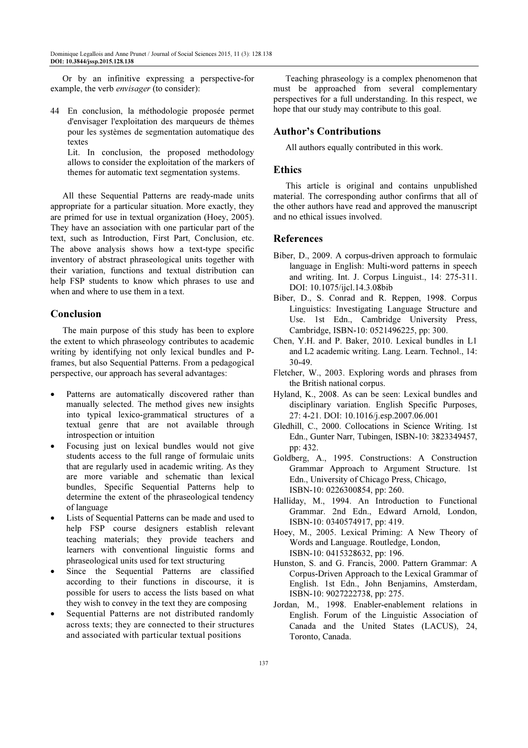Or by an infinitive expressing a perspective-for example, the verb *envisager* (to consider):

44 En conclusion, la méthodologie proposée permet d'envisager l'exploitation des marqueurs de thèmes pour les systèmes de segmentation automatique des textes
Lit. In conclusion, the proposed methodology allows to consider the exploitation of the markers of themes for automatic text segmentation systems.

All these Sequential Patterns are ready-made units appropriate for a particular situation. More exactly, they are primed for use in textual organization (Hoey, 2005). They have an association with one particular part of the text, such as Introduction, First Part, Conclusion, etc. The above analysis shows how a text-type specific inventory of abstract phraseological units together with their variation, functions and textual distribution can help FSP students to know which phrases to use and when and where to use them in a text.

## Conclusion

The main purpose of this study has been to explore the extent to which phraseology contributes to academic writing by identifying not only lexical bundles and P-frames, but also Sequential Patterns. From a pedagogical perspective, our approach has several advantages:

- Patterns are automatically discovered rather than manually selected. The method gives new insights into typical lexico-grammatical structures of a textual genre that are not available through introspection or intuition
- Focusing just on lexical bundles would not give students access to the full range of formulaic units that are regularly used in academic writing. As they are more variable and schematic than lexical bundles, Specific Sequential Patterns help to determine the extent of the phraseological tendency of language
- Lists of Sequential Patterns can be made and used to help FSP course designers establish relevant teaching materials; they provide teachers and learners with conventional linguistic forms and phraseological units used for text structuring
- Since the Sequential Patterns are classified according to their functions in discourse, it is possible for users to access the lists based on what they wish to convey in the text they are composing
- Sequential Patterns are not distributed randomly across texts; they are connected to their structures and associated with particular textual positions

Teaching phraseology is a complex phenomenon that must be approached from several complementary perspectives for a full understanding. In this respect, we hope that our study may contribute to this goal.

## Author's Contributions

All authors equally contributed in this work.

## Ethics

This article is original and contains unpublished material. The corresponding author confirms that all of the other authors have read and approved the manuscript and no ethical issues involved.

## References

Biber, D., 2009. A corpus-driven approach to formulaic language in English: Multi-word patterns in speech and writing. Int. J. Corpus Linguist., 14: 275-311. DOI: 10.1075/ijcl.14.3.08bib

Biber, D., S. Conrad and R. Reppen, 1998. Corpus Linguistics: Investigating Language Structure and Use. 1st Edn., Cambridge University Press, Cambridge, ISBN-10: 0521496225, pp: 300.

Chen, Y.H. and P. Baker, 2010. Lexical bundles in L1 and L2 academic writing. Lang. Learn. Technol., 14: 30-49.

Fletcher, W., 2003. Exploring words and phrases from the British national corpus.

Hyland, K., 2008. As can be seen: Lexical bundles and disciplinary variation. English Specific Purposes, 27: 4-21. DOI: 10.1016/j.esp.2007.06.001

Gledhill, C., 2000. Collocations in Science Writing. 1st Edn., Gunter Narr, Tubingen, ISBN-10: 3823349457, pp: 432.

Goldberg, A., 1995. Constructions: A Construction Grammar Approach to Argument Structure. 1st Edn., University of Chicago Press, Chicago, ISBN-10: 0226300854, pp: 260.

Halliday, M., 1994. An Introduction to Functional Grammar. 2nd Edn., Edward Arnold, London, ISBN-10: 0340574917, pp: 419.

Hoey, M., 2005. Lexical Priming: A New Theory of Words and Language. Routledge, London, ISBN-10: 0415328632, pp: 196.

Hunston, S. and G. Francis, 2000. Pattern Grammar: A Corpus-Driven Approach to the Lexical Grammar of English. 1st Edn., John Benjamins, Amsterdam, ISBN-10: 9027222738, pp: 275.

Jordan, M., 1998. Enabler-enablement relations in English. Forum of the Linguistic Association of Canada and the United States (LACUS), 24, Toronto, Canada.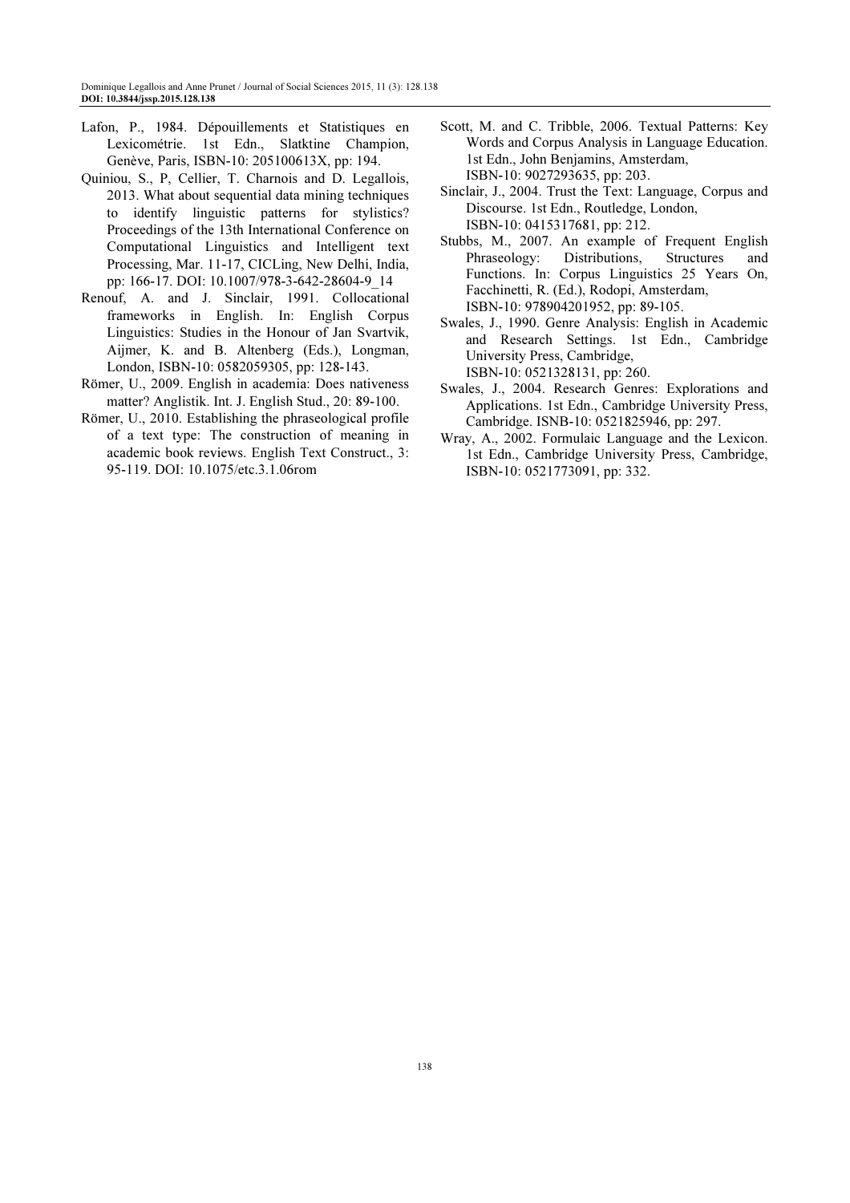Lafon, P., 1984. Dépouillements et Statistiques en Lexicométrie. 1st Edn., Slatktine Champion, Genève, Paris, ISBN-10: 205100613X, pp: 194.

Quiniou, S., P, Cellier, T. Charnois and D. Legallois, 2013. What about sequential data mining techniques to identify linguistic patterns for stylistics? Proceedings of the 13th International Conference on Computational Linguistics and Intelligent text Processing, Mar. 11-17, CICLing, New Delhi, India, pp: 166-17. DOI: 10.1007/978-3-642-28604-9_14

Renouf, A. and J. Sinclair, 1991. Collocational frameworks in English. In: English Corpus Linguistics: Studies in the Honour of Jan Svartvik, Aijmer, K. and B. Altenberg (Eds.), Longman, London, ISBN-10: 0582059305, pp: 128-143.

Römer, U., 2009. English in academia: Does nativeness matter? Anglistik. Int. J. English Stud., 20: 89-100.

Römer, U., 2010. Establishing the phraseological profile of a text type: The construction of meaning in academic book reviews. English Text Construct., 3: 95-119. DOI: 10.1075/etc.3.1.06rom

Scott, M. and C. Tribble, 2006. Textual Patterns: Key Words and Corpus Analysis in Language Education. 1st Edn., John Benjamins, Amsterdam, ISBN-10: 9027293635, pp: 203.

Sinclair, J., 2004. Trust the Text: Language, Corpus and Discourse. 1st Edn., Routledge, London, ISBN-10: 0415317681, pp: 212.

Stubbs, M., 2007. An example of Frequent English Phraseology: Distributions, Structures and Functions. In: Corpus Linguistics 25 Years On, Facchinetti, R. (Ed.), Rodopi, Amsterdam, ISBN-10: 978904201952, pp: 89-105.

Swales, J., 1990. Genre Analysis: English in Academic and Research Settings. 1st Edn., Cambridge University Press, Cambridge, ISBN-10: 0521328131, pp: 260.

Swales, J., 2004. Research Genres: Explorations and Applications. 1st Edn., Cambridge University Press, Cambridge. ISNB-10: 0521825946, pp: 297.

Wray, A., 2002. Formulaic Language and the Lexicon. 1st Edn., Cambridge University Press, Cambridge, ISBN-10: 0521773091, pp: 332.